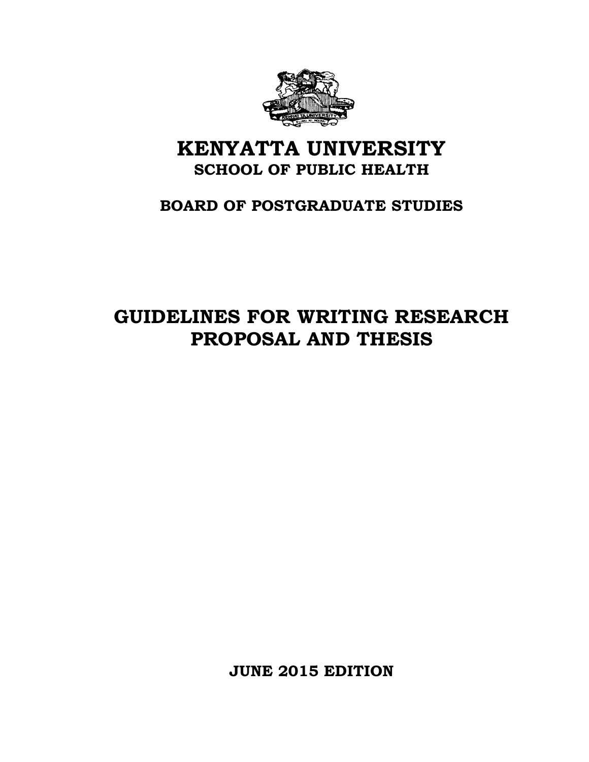# KENYATTA UNIVERSITY

## SCHOOL OF PUBLIC HEALTH

## BOARD OF POSTGRADUATE STUDIES

# GUIDELINES FOR WRITING RESEARCH PROPOSAL AND THESIS

**JUNE 2015 EDITION**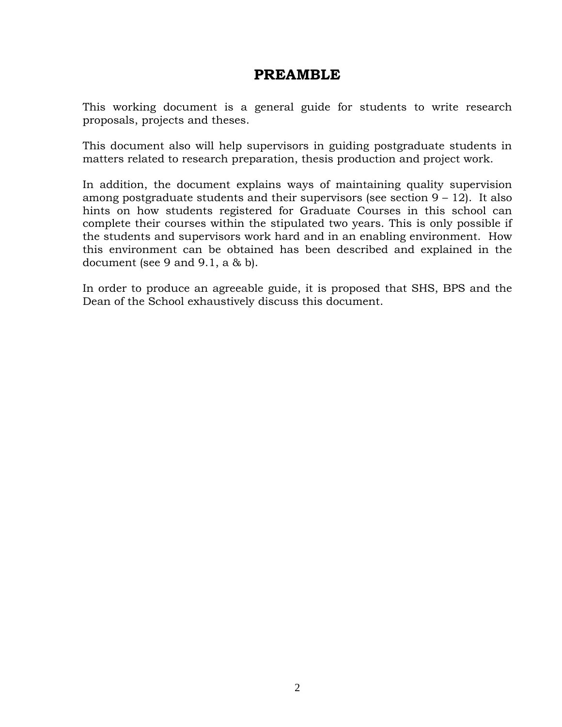# PREAMBLE

This working document is a general guide for students to write research proposals, projects and theses.

This document also will help supervisors in guiding postgraduate students in matters related to research preparation, thesis production and project work.

In addition, the document explains ways of maintaining quality supervision among postgraduate students and their supervisors (see section 9 – 12). It also hints on how students registered for Graduate Courses in this school can complete their courses within the stipulated two years. This is only possible if the students and supervisors work hard and in an enabling environment. How this environment can be obtained has been described and explained in the document (see 9 and 9.1, a & b).

In order to produce an agreeable guide, it is proposed that SHS, BPS and the Dean of the School exhaustively discuss this document.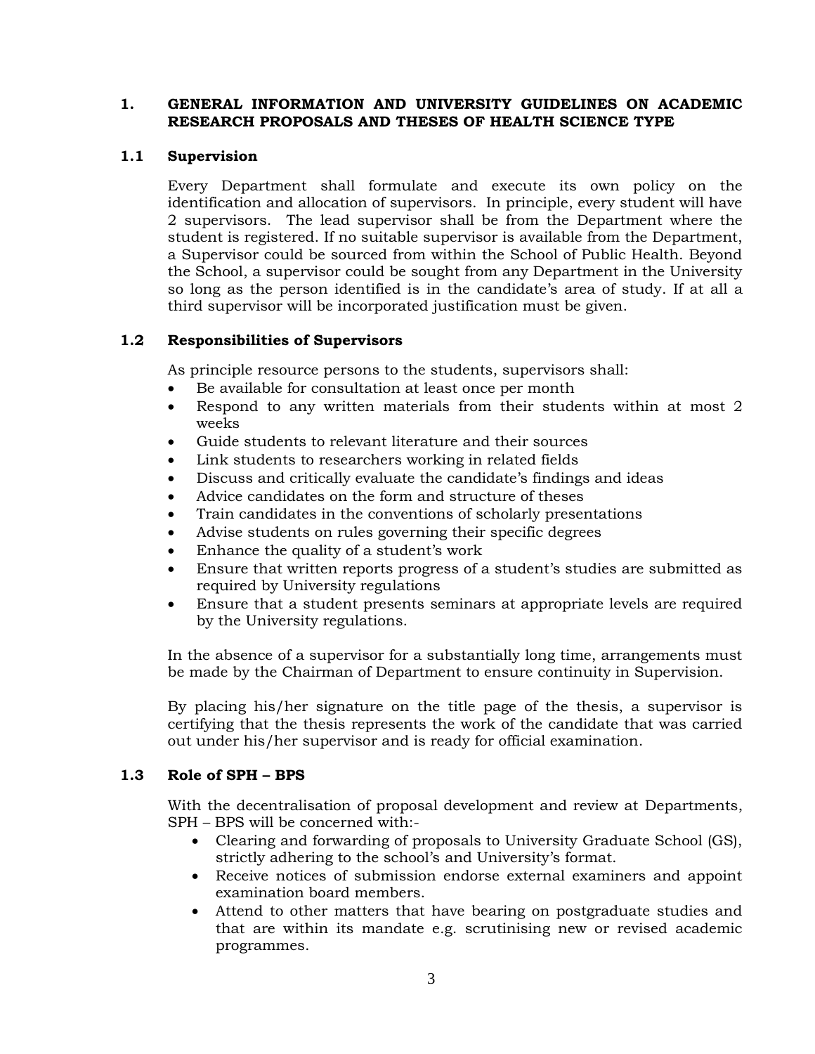# 1. GENERAL INFORMATION AND UNIVERSITY GUIDELINES ON ACADEMIC RESEARCH PROPOSALS AND THESES OF HEALTH SCIENCE TYPE

## 1.1 Supervision

Every Department shall formulate and execute its own policy on the identification and allocation of supervisors. In principle, every student will have 2 supervisors. The lead supervisor shall be from the Department where the student is registered. If no suitable supervisor is available from the Department, a Supervisor could be sourced from within the School of Public Health. Beyond the School, a supervisor could be sought from any Department in the University so long as the person identified is in the candidate's area of study. If at all a third supervisor will be incorporated justification must be given.

## 1.2 Responsibilities of Supervisors

As principle resource persons to the students, supervisors shall:

- Be available for consultation at least once per month
- Respond to any written materials from their students within at most 2 weeks
- Guide students to relevant literature and their sources
- Link students to researchers working in related fields
- Discuss and critically evaluate the candidate's findings and ideas
- Advice candidates on the form and structure of theses
- Train candidates in the conventions of scholarly presentations
- Advise students on rules governing their specific degrees
- Enhance the quality of a student's work
- Ensure that written reports progress of a student's studies are submitted as required by University regulations
- Ensure that a student presents seminars at appropriate levels are required by the University regulations.

In the absence of a supervisor for a substantially long time, arrangements must be made by the Chairman of Department to ensure continuity in Supervision.

By placing his/her signature on the title page of the thesis, a supervisor is certifying that the thesis represents the work of the candidate that was carried out under his/her supervisor and is ready for official examination.

## 1.3 Role of SPH – BPS

With the decentralisation of proposal development and review at Departments, SPH – BPS will be concerned with:-

- Clearing and forwarding of proposals to University Graduate School (GS), strictly adhering to the school's and University's format.
- Receive notices of submission endorse external examiners and appoint examination board members.
- Attend to other matters that have bearing on postgraduate studies and that are within its mandate e.g. scrutinising new or revised academic programmes.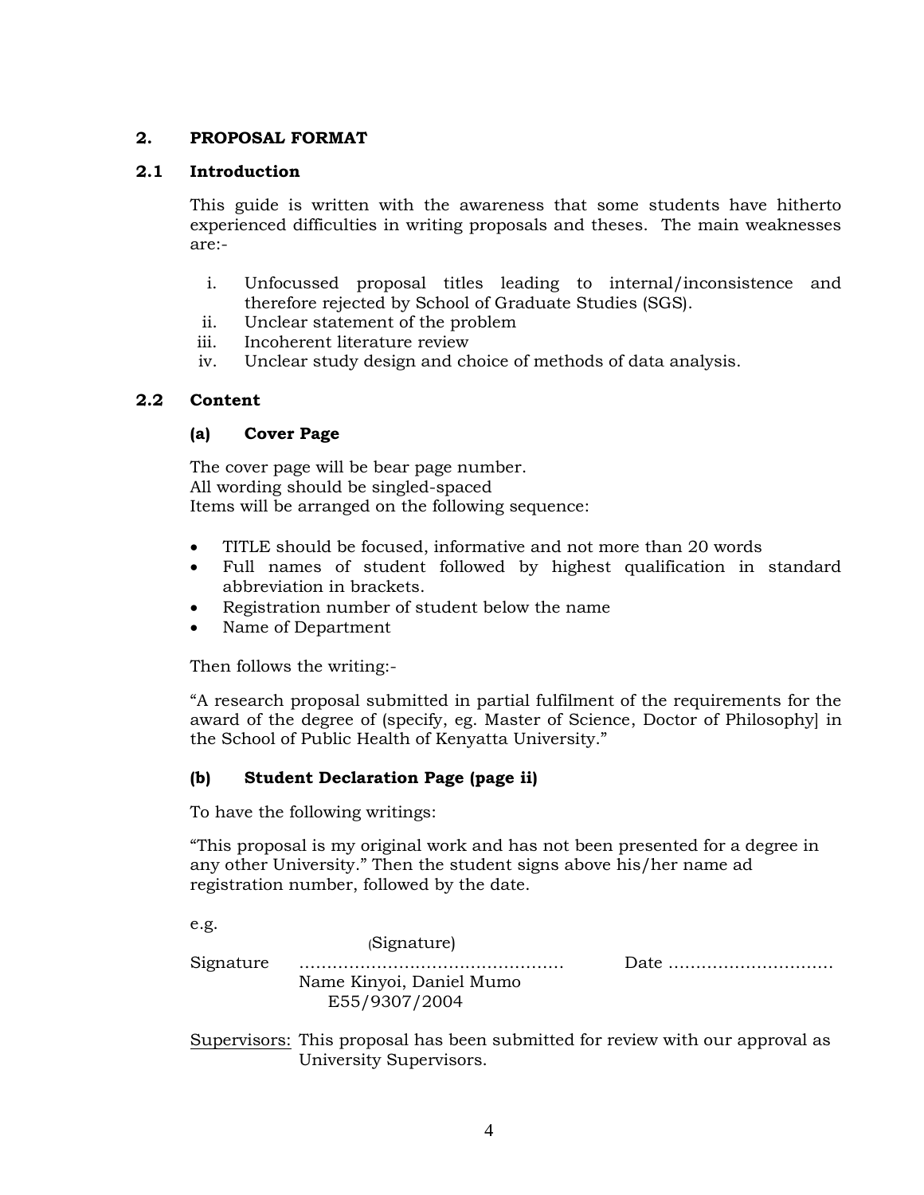## 2. PROPOSAL FORMAT

### 2.1 Introduction

This guide is written with the awareness that some students have hitherto experienced difficulties in writing proposals and theses. The main weaknesses are:-

i. Unfocussed proposal titles leading to internal/inconsistence and therefore rejected by School of Graduate Studies (SGS).
ii. Unclear statement of the problem
iii. Incoherent literature review
iv. Unclear study design and choice of methods of data analysis.

### 2.2 Content

#### (a) Cover Page

The cover page will be bear page number.
All wording should be singled-spaced
Items will be arranged on the following sequence:

- TITLE should be focused, informative and not more than 20 words
- Full names of student followed by highest qualification in standard abbreviation in brackets.
- Registration number of student below the name
- Name of Department

Then follows the writing:-

"A research proposal submitted in partial fulfilment of the requirements for the award of the degree of (specify, eg. Master of Science, Doctor of Philosophy] in the School of Public Health of Kenyatta University."

#### (b) Student Declaration Page (page ii)

To have the following writings:

"This proposal is my original work and has not been presented for a degree in any other University." Then the student signs above his/her name ad registration number, followed by the date.

e.g.

(Signature)
Signature ………………………………………… Date …………………………
Name Kinyoi, Daniel Mumo
E55/9307/2004

Supervisors: This proposal has been submitted for review with our approval as University Supervisors.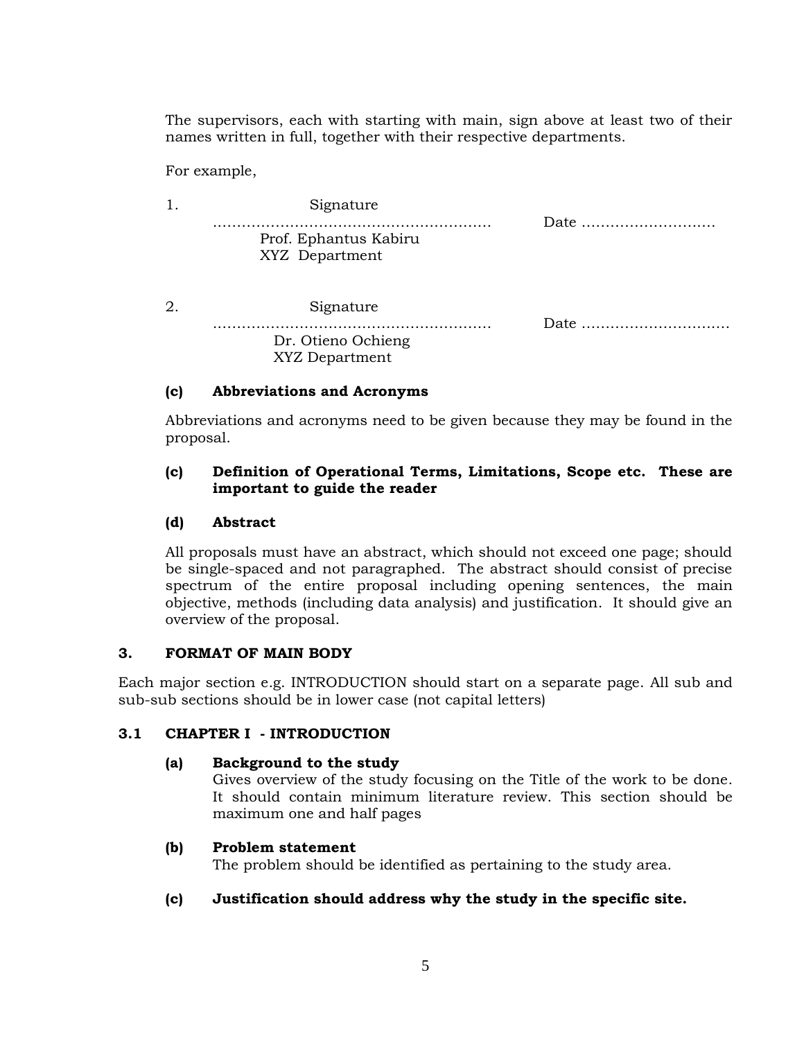The supervisors, each with starting with main, sign above at least two of their names written in full, together with their respective departments.

For example,

1. Signature
   ……………………………………………… Date ………………………
   Prof. Ephantus Kabiru
   XYZ Department

2. Signature
   ……………………………………………… Date …………………………
   Dr. Otieno Ochieng
   XYZ Department

**(c) Abbreviations and Acronyms**

Abbreviations and acronyms need to be given because they may be found in the proposal.

**(c) Definition of Operational Terms, Limitations, Scope etc. These are important to guide the reader**

**(d) Abstract**

All proposals must have an abstract, which should not exceed one page; should be single-spaced and not paragraphed. The abstract should consist of precise spectrum of the entire proposal including opening sentences, the main objective, methods (including data analysis) and justification. It should give an overview of the proposal.

## 3. FORMAT OF MAIN BODY

Each major section e.g. INTRODUCTION should start on a separate page. All sub and sub-sub sections should be in lower case (not capital letters)

### 3.1 CHAPTER I - INTRODUCTION

**(a) Background to the study**
Gives overview of the study focusing on the Title of the work to be done. It should contain minimum literature review. This section should be maximum one and half pages

**(b) Problem statement**
The problem should be identified as pertaining to the study area.

**(c) Justification should address why the study in the specific site.**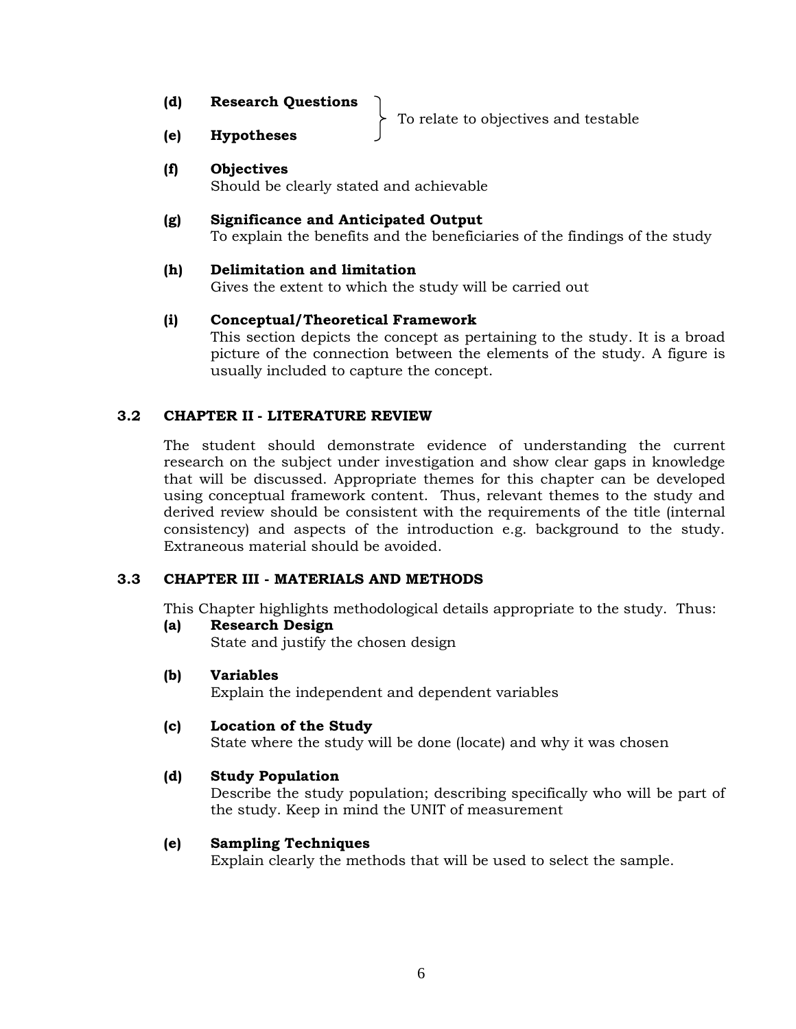**(d)** **Research Questions**

**(e)** **Hypotheses**

To relate to objectives and testable

**(f)** **Objectives**
Should be clearly stated and achievable

**(g)** **Significance and Anticipated Output**
To explain the benefits and the beneficiaries of the findings of the study

**(h)** **Delimitation and limitation**
Gives the extent to which the study will be carried out

**(i)** **Conceptual/Theoretical Framework**
This section depicts the concept as pertaining to the study. It is a broad picture of the connection between the elements of the study. A figure is usually included to capture the concept.

## 3.2 CHAPTER II - LITERATURE REVIEW

The student should demonstrate evidence of understanding the current research on the subject under investigation and show clear gaps in knowledge that will be discussed. Appropriate themes for this chapter can be developed using conceptual framework content. Thus, relevant themes to the study and derived review should be consistent with the requirements of the title (internal consistency) and aspects of the introduction e.g. background to the study. Extraneous material should be avoided.

## 3.3 CHAPTER III - MATERIALS AND METHODS

This Chapter highlights methodological details appropriate to the study. Thus:

**(a)** **Research Design**
State and justify the chosen design

**(b)** **Variables**
Explain the independent and dependent variables

**(c)** **Location of the Study**
State where the study will be done (locate) and why it was chosen

**(d)** **Study Population**
Describe the study population; describing specifically who will be part of the study. Keep in mind the UNIT of measurement

**(e)** **Sampling Techniques**
Explain clearly the methods that will be used to select the sample.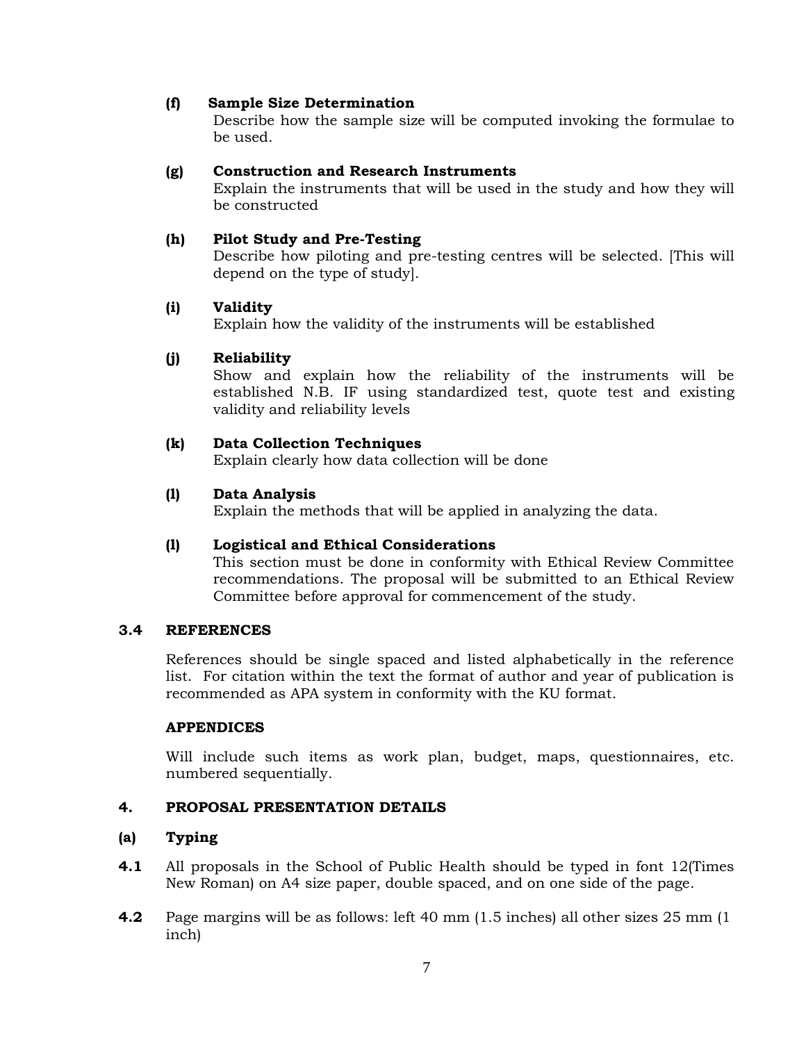**(f) Sample Size Determination**

Describe how the sample size will be computed invoking the formulae to be used.

**(g) Construction and Research Instruments**

Explain the instruments that will be used in the study and how they will be constructed

**(h) Pilot Study and Pre-Testing**

Describe how piloting and pre-testing centres will be selected. [This will depend on the type of study].

**(i) Validity**

Explain how the validity of the instruments will be established

**(j) Reliability**

Show and explain how the reliability of the instruments will be established N.B. IF using standardized test, quote test and existing validity and reliability levels

**(k) Data Collection Techniques**

Explain clearly how data collection will be done

**(l) Data Analysis**

Explain the methods that will be applied in analyzing the data.

**(l) Logistical and Ethical Considerations**

This section must be done in conformity with Ethical Review Committee recommendations. The proposal will be submitted to an Ethical Review Committee before approval for commencement of the study.

## 3.4 REFERENCES

References should be single spaced and listed alphabetically in the reference list. For citation within the text the format of author and year of publication is recommended as APA system in conformity with the KU format.

### APPENDICES

Will include such items as work plan, budget, maps, questionnaires, etc. numbered sequentially.

## 4. PROPOSAL PRESENTATION DETAILS

### (a) Typing

**4.1** All proposals in the School of Public Health should be typed in font 12(Times New Roman) on A4 size paper, double spaced, and on one side of the page.

**4.2** Page margins will be as follows: left 40 mm (1.5 inches) all other sizes 25 mm (1 inch)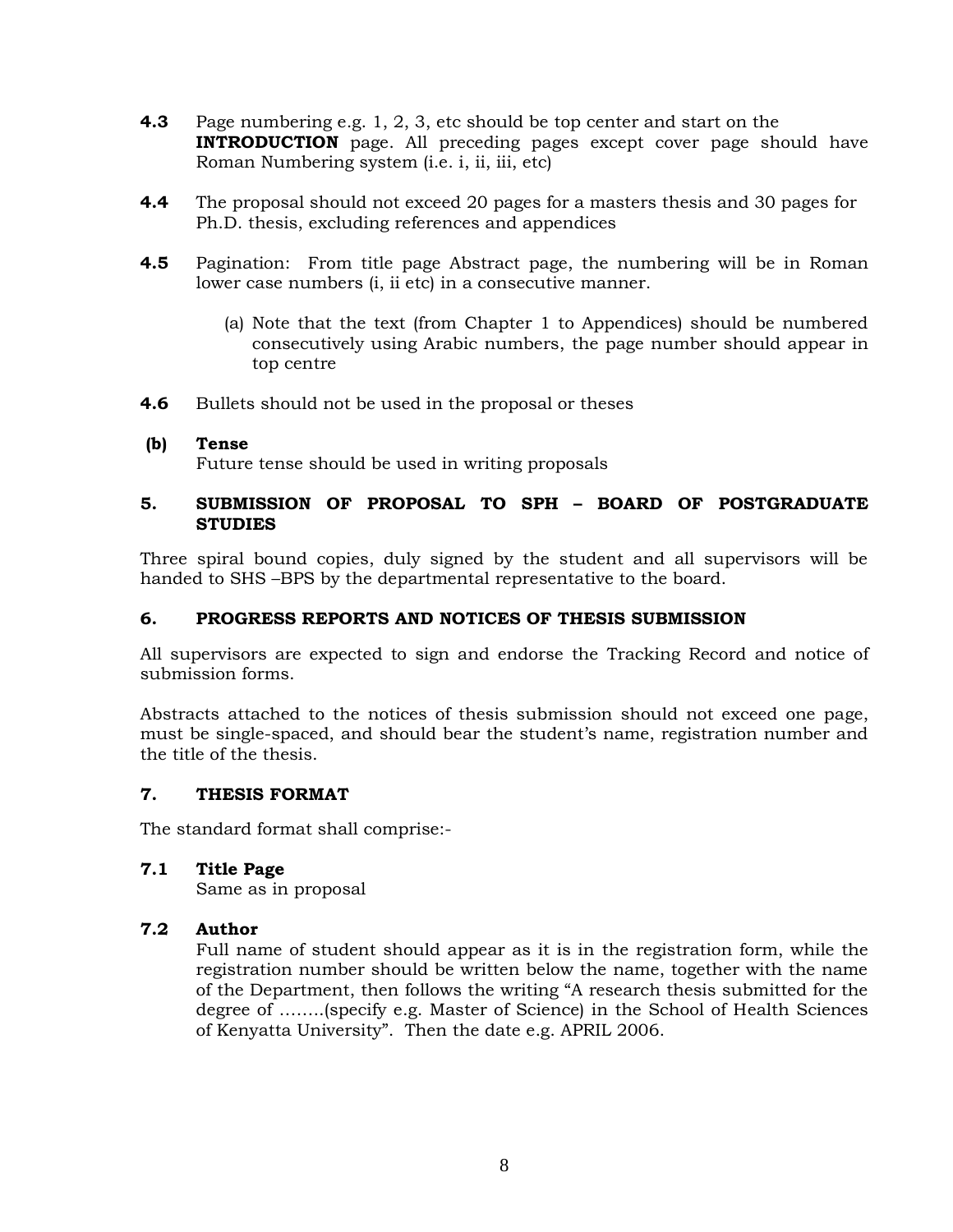**4.3** Page numbering e.g. 1, 2, 3, etc should be top center and start on the **INTRODUCTION** page. All preceding pages except cover page should have Roman Numbering system (i.e. i, ii, iii, etc)

**4.4** The proposal should not exceed 20 pages for a masters thesis and 30 pages for Ph.D. thesis, excluding references and appendices

**4.5** Pagination: From title page Abstract page, the numbering will be in Roman lower case numbers (i, ii etc) in a consecutive manner.

(a) Note that the text (from Chapter 1 to Appendices) should be numbered consecutively using Arabic numbers, the page number should appear in top centre

**4.6** Bullets should not be used in the proposal or theses

**(b) Tense**

Future tense should be used in writing proposals

### 5. SUBMISSION OF PROPOSAL TO SPH – BOARD OF POSTGRADUATE STUDIES

Three spiral bound copies, duly signed by the student and all supervisors will be handed to SHS –BPS by the departmental representative to the board.

### 6. PROGRESS REPORTS AND NOTICES OF THESIS SUBMISSION

All supervisors are expected to sign and endorse the Tracking Record and notice of submission forms.

Abstracts attached to the notices of thesis submission should not exceed one page, must be single-spaced, and should bear the student's name, registration number and the title of the thesis.

### 7. THESIS FORMAT

The standard format shall comprise:-

**7.1 Title Page**

Same as in proposal

**7.2 Author**

Full name of student should appear as it is in the registration form, while the registration number should be written below the name, together with the name of the Department, then follows the writing "A research thesis submitted for the degree of ........(specify e.g. Master of Science) in the School of Health Sciences of Kenyatta University". Then the date e.g. APRIL 2006.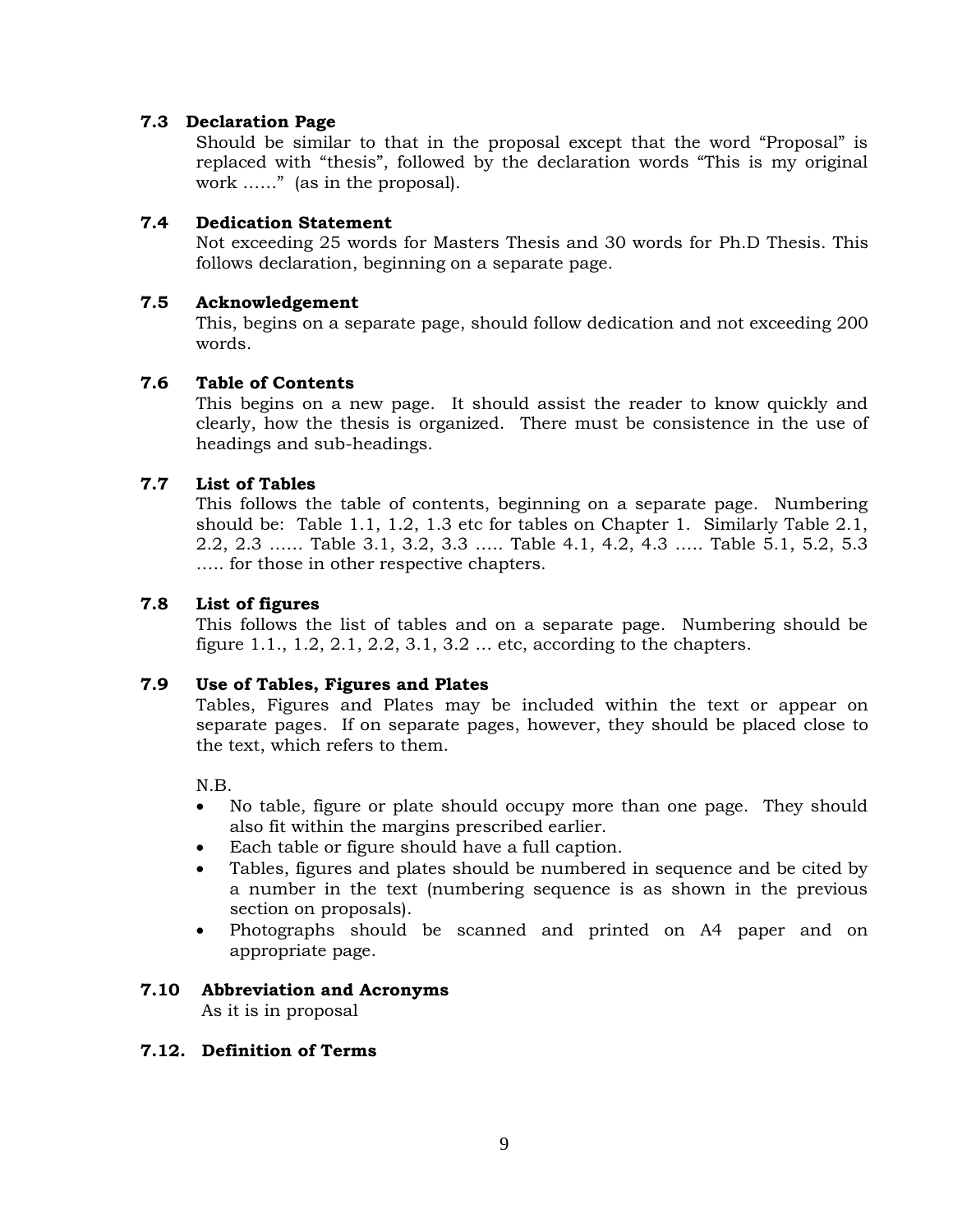### 7.3 Declaration Page

Should be similar to that in the proposal except that the word "Proposal" is replaced with "thesis", followed by the declaration words "This is my original work ……" (as in the proposal).

### 7.4 Dedication Statement

Not exceeding 25 words for Masters Thesis and 30 words for Ph.D Thesis. This follows declaration, beginning on a separate page.

### 7.5 Acknowledgement

This, begins on a separate page, should follow dedication and not exceeding 200 words.

### 7.6 Table of Contents

This begins on a new page. It should assist the reader to know quickly and clearly, how the thesis is organized. There must be consistence in the use of headings and sub-headings.

### 7.7 List of Tables

This follows the table of contents, beginning on a separate page. Numbering should be: Table 1.1, 1.2, 1.3 etc for tables on Chapter 1. Similarly Table 2.1, 2.2, 2.3 …… Table 3.1, 3.2, 3.3 ….. Table 4.1, 4.2, 4.3 ….. Table 5.1, 5.2, 5.3 ….. for those in other respective chapters.

### 7.8 List of figures

This follows the list of tables and on a separate page. Numbering should be figure 1.1., 1.2, 2.1, 2.2, 3.1, 3.2 … etc, according to the chapters.

### 7.9 Use of Tables, Figures and Plates

Tables, Figures and Plates may be included within the text or appear on separate pages. If on separate pages, however, they should be placed close to the text, which refers to them.

N.B.

- No table, figure or plate should occupy more than one page. They should also fit within the margins prescribed earlier.
- Each table or figure should have a full caption.
- Tables, figures and plates should be numbered in sequence and be cited by a number in the text (numbering sequence is as shown in the previous section on proposals).
- Photographs should be scanned and printed on A4 paper and on appropriate page.

### 7.10 Abbreviation and Acronyms

As it is in proposal

### 7.12. Definition of Terms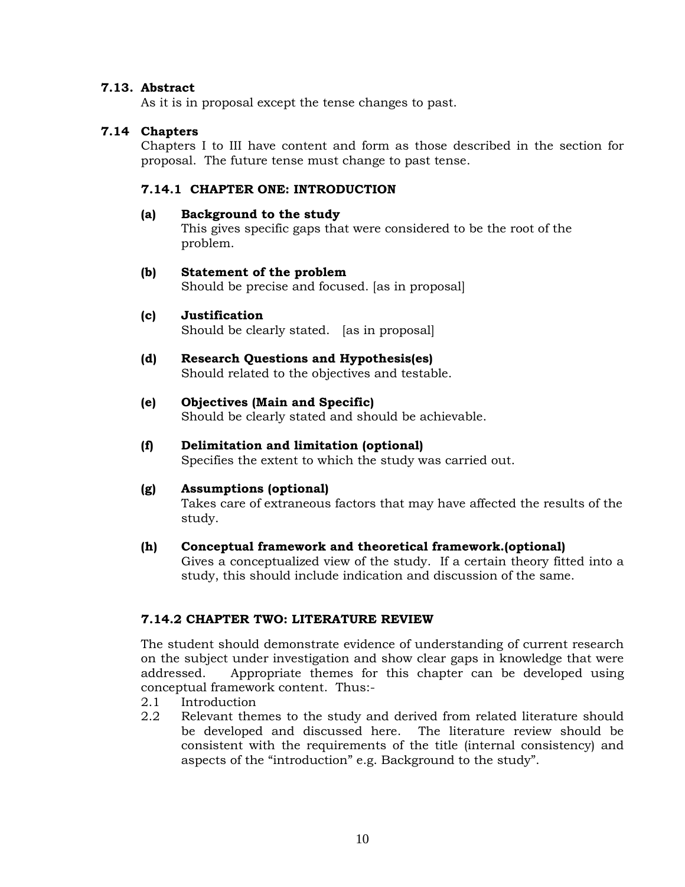### 7.13. Abstract

As it is in proposal except the tense changes to past.

### 7.14 Chapters

Chapters I to III have content and form as those described in the section for proposal. The future tense must change to past tense.

#### 7.14.1 CHAPTER ONE: INTRODUCTION

**(a) Background to the study**
This gives specific gaps that were considered to be the root of the problem.

**(b) Statement of the problem**
Should be precise and focused. [as in proposal]

**(c) Justification**
Should be clearly stated. [as in proposal]

**(d) Research Questions and Hypothesis(es)**
Should related to the objectives and testable.

**(e) Objectives (Main and Specific)**
Should be clearly stated and should be achievable.

**(f) Delimitation and limitation (optional)**
Specifies the extent to which the study was carried out.

**(g) Assumptions (optional)**
Takes care of extraneous factors that may have affected the results of the study.

**(h) Conceptual framework and theoretical framework.(optional)**
Gives a conceptualized view of the study. If a certain theory fitted into a study, this should include indication and discussion of the same.

#### 7.14.2 CHAPTER TWO: LITERATURE REVIEW

The student should demonstrate evidence of understanding of current research on the subject under investigation and show clear gaps in knowledge that were addressed. Appropriate themes for this chapter can be developed using conceptual framework content. Thus:-

2.1 Introduction

2.2 Relevant themes to the study and derived from related literature should be developed and discussed here. The literature review should be consistent with the requirements of the title (internal consistency) and aspects of the "introduction" e.g. Background to the study".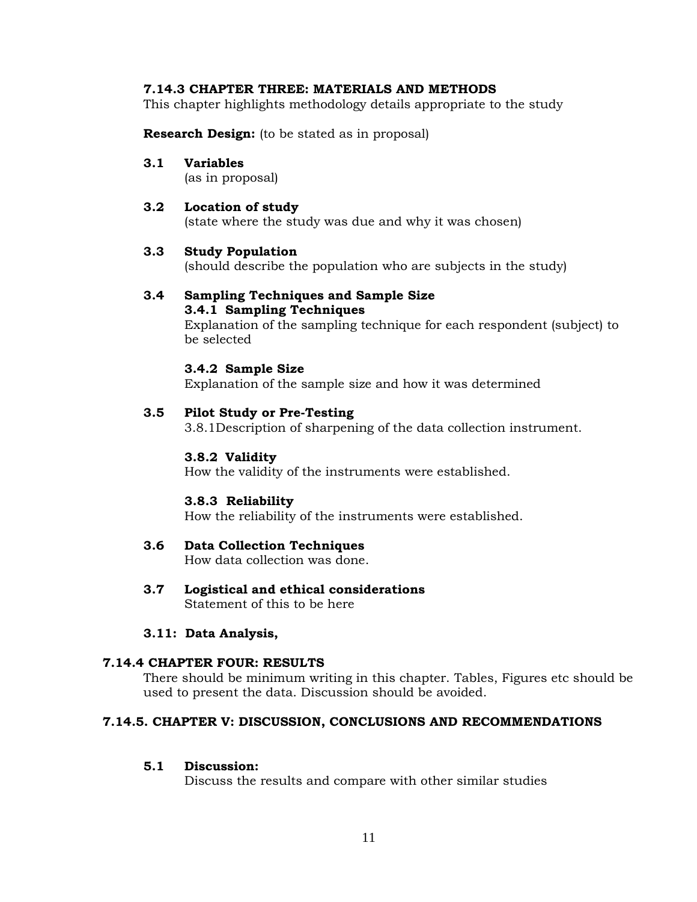### 7.14.3 CHAPTER THREE: MATERIALS AND METHODS

This chapter highlights methodology details appropriate to the study

**Research Design:** (to be stated as in proposal)

**3.1 Variables**
(as in proposal)

**3.2 Location of study**
(state where the study was due and why it was chosen)

**3.3 Study Population**
(should describe the population who are subjects in the study)

**3.4 Sampling Techniques and Sample Size**

**3.4.1 Sampling Techniques**
Explanation of the sampling technique for each respondent (subject) to be selected

**3.4.2 Sample Size**
Explanation of the sample size and how it was determined

**3.5 Pilot Study or Pre-Testing**
3.8.1Description of sharpening of the data collection instrument.

**3.8.2 Validity**
How the validity of the instruments were established.

**3.8.3 Reliability**
How the reliability of the instruments were established.

**3.6 Data Collection Techniques**
How data collection was done.

**3.7 Logistical and ethical considerations**
Statement of this to be here

**3.11: Data Analysis,**

### 7.14.4 CHAPTER FOUR: RESULTS

There should be minimum writing in this chapter. Tables, Figures etc should be used to present the data. Discussion should be avoided.

### 7.14.5. CHAPTER V: DISCUSSION, CONCLUSIONS AND RECOMMENDATIONS

**5.1 Discussion:**
Discuss the results and compare with other similar studies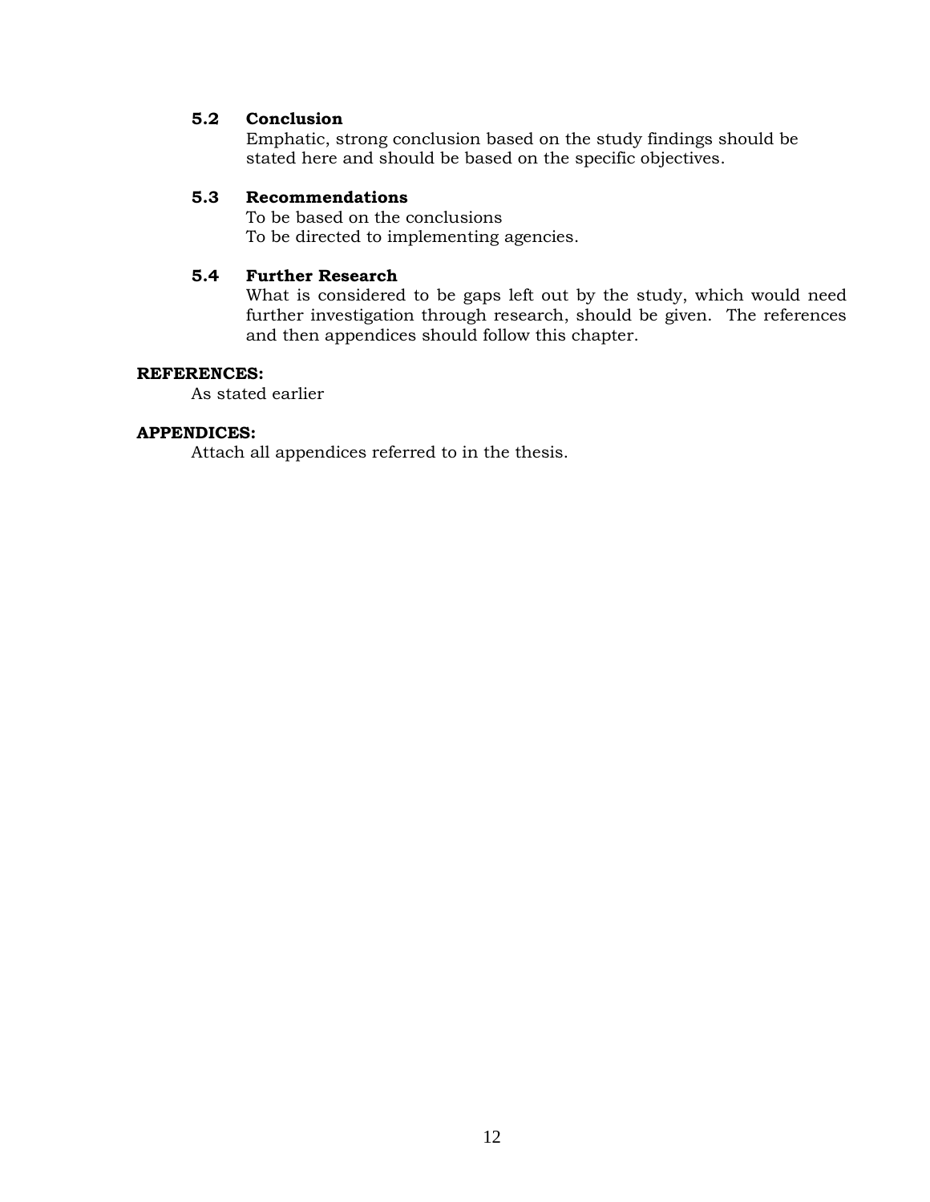### 5.2 Conclusion

Emphatic, strong conclusion based on the study findings should be stated here and should be based on the specific objectives.

### 5.3 Recommendations

To be based on the conclusions
To be directed to implementing agencies.

### 5.4 Further Research

What is considered to be gaps left out by the study, which would need further investigation through research, should be given. The references and then appendices should follow this chapter.

## REFERENCES:

As stated earlier

## APPENDICES:

Attach all appendices referred to in the thesis.